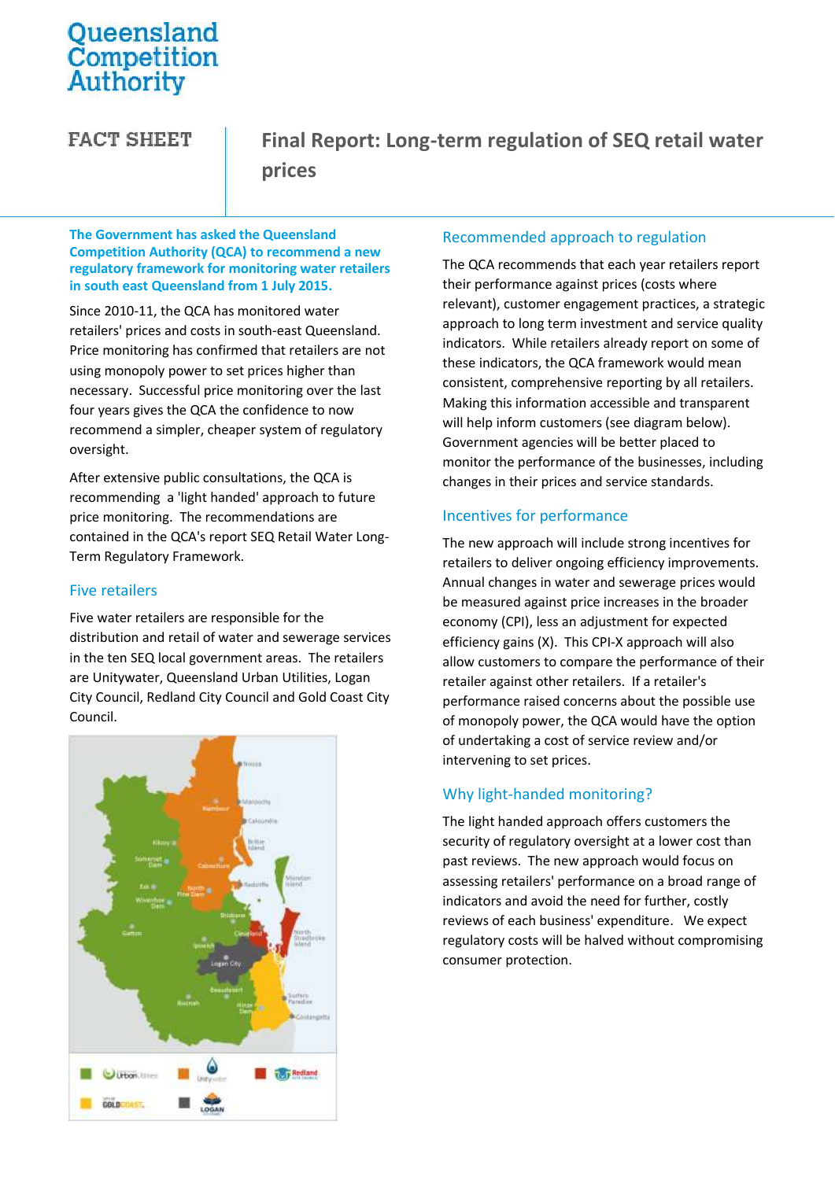# Queensland Competition Authority

**FACT SHEET**

# Final Report: Long-term regulation of SEQ retail water prices

**The Government has asked the Queensland Competition Authority (QCA) to recommend a new regulatory framework for monitoring water retailers in south east Queensland from 1 July 2015.**

Since 2010-11, the QCA has monitored water retailers' prices and costs in south-east Queensland. Price monitoring has confirmed that retailers are not using monopoly power to set prices higher than necessary. Successful price monitoring over the last four years gives the QCA the confidence to now recommend a simpler, cheaper system of regulatory oversight.

After extensive public consultations, the QCA is recommending a 'light handed' approach to future price monitoring. The recommendations are contained in the QCA's report SEQ Retail Water Long-Term Regulatory Framework.

## Five retailers

Five water retailers are responsible for the distribution and retail of water and sewerage services in the ten SEQ local government areas. The retailers are Unitywater, Queensland Urban Utilities, Logan City Council, Redland City Council and Gold Coast City Council.

## Recommended approach to regulation

The QCA recommends that each year retailers report their performance against prices (costs where relevant), customer engagement practices, a strategic approach to long term investment and service quality indicators. While retailers already report on some of these indicators, the QCA framework would mean consistent, comprehensive reporting by all retailers. Making this information accessible and transparent will help inform customers (see diagram below). Government agencies will be better placed to monitor the performance of the businesses, including changes in their prices and service standards.

## Incentives for performance

The new approach will include strong incentives for retailers to deliver ongoing efficiency improvements. Annual changes in water and sewerage prices would be measured against price increases in the broader economy (CPI), less an adjustment for expected efficiency gains (X). This CPI-X approach will also allow customers to compare the performance of their retailer against other retailers. If a retailer's performance raised concerns about the possible use of monopoly power, the QCA would have the option of undertaking a cost of service review and/or intervening to set prices.

## Why light-handed monitoring?

The light handed approach offers customers the security of regulatory oversight at a lower cost than past reviews. The new approach would focus on assessing retailers' performance on a broad range of indicators and avoid the need for further, costly reviews of each business' expenditure. We expect regulatory costs will be halved without compromising consumer protection.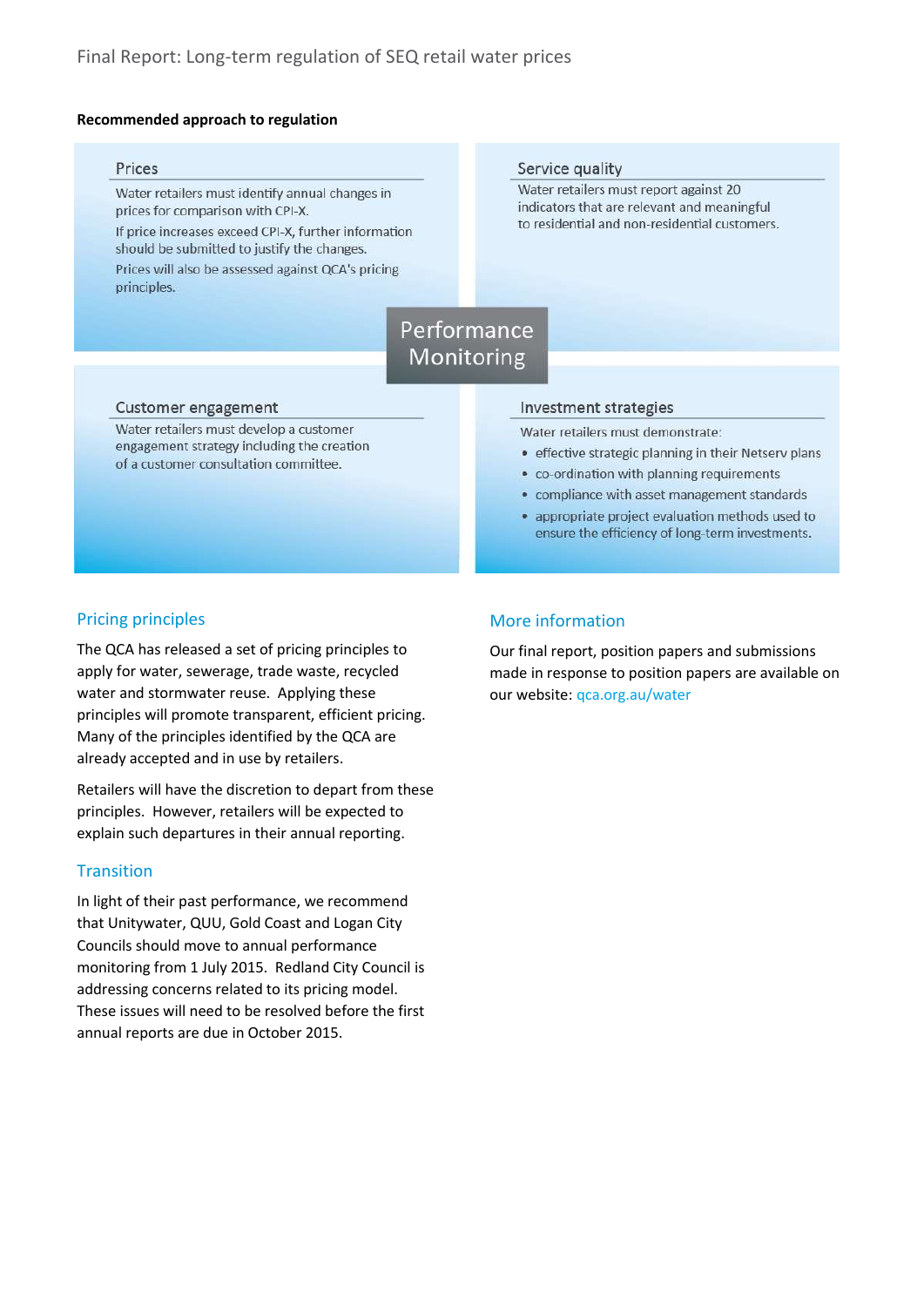**Recommended approach to regulation**

### Performance Monitoring

#### Prices

Water retailers must identify annual changes in prices for comparison with CPI-X.

If price increases exceed CPI-X, further information should be submitted to justify the changes.

Prices will also be assessed against QCA's pricing principles.

#### Service quality

Water retailers must report against 20 indicators that are relevant and meaningful to residential and non-residential customers.

#### Customer engagement

Water retailers must develop a customer engagement strategy including the creation of a customer consultation committee.

#### Investment strategies

Water retailers must demonstrate:

- effective strategic planning in their Netserv plans
- co-ordination with planning requirements
- compliance with asset management standards
- appropriate project evaluation methods used to ensure the efficiency of long-term investments.

## Pricing principles

The QCA has released a set of pricing principles to apply for water, sewerage, trade waste, recycled water and stormwater reuse. Applying these principles will promote transparent, efficient pricing. Many of the principles identified by the QCA are already accepted and in use by retailers.

Retailers will have the discretion to depart from these principles. However, retailers will be expected to explain such departures in their annual reporting.

## Transition

In light of their past performance, we recommend that Unitywater, QUU, Gold Coast and Logan City Councils should move to annual performance monitoring from 1 July 2015. Redland City Council is addressing concerns related to its pricing model. These issues will need to be resolved before the first annual reports are due in October 2015.

## More information

Our final report, position papers and submissions made in response to position papers are available on our website: qca.org.au/water